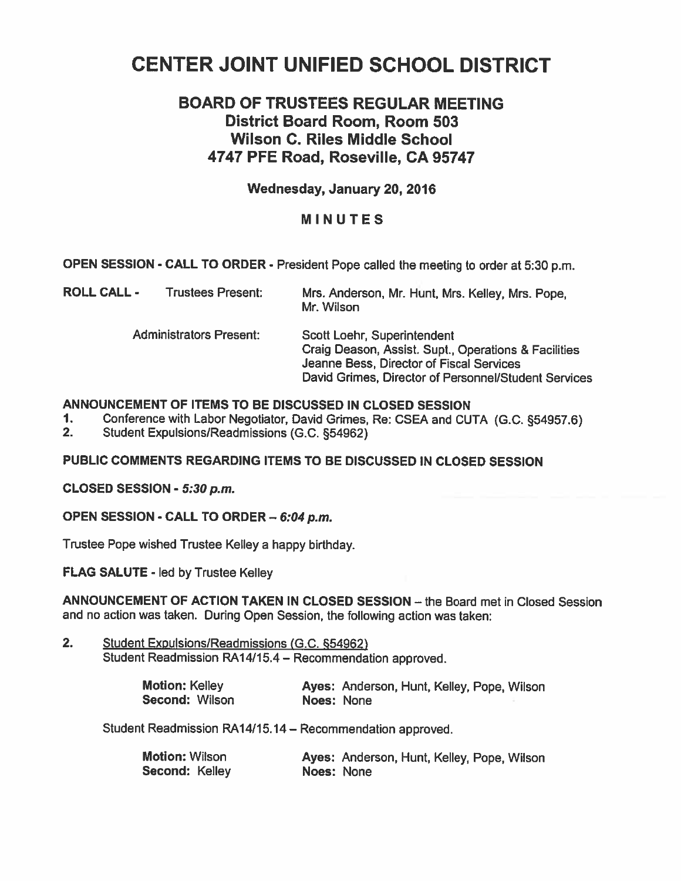# CENTER JOINT UNIFIED SCHOOL DISTRICT

## BOARD OF TRUSTEES REGULAR MEETING
### District Board Room, Room 503
### Wilson C. Riles Middle School
### 4747 PFE Road, Roseville, CA 95747

**Wednesday, January 20, 2016**

**MINUTES**

**OPEN SESSION - CALL TO ORDER** - President Pope called the meeting to order at 5:30 p.m.

**ROLL CALL** - Trustees Present: Mrs. Anderson, Mr. Hunt, Mrs. Kelley, Mrs. Pope, Mr. Wilson

Administrators Present:
Scott Loehr, Superintendent
Craig Deason, Assist. Supt., Operations & Facilities
Jeanne Bess, Director of Fiscal Services
David Grimes, Director of Personnel/Student Services

**ANNOUNCEMENT OF ITEMS TO BE DISCUSSED IN CLOSED SESSION**

1. Conference with Labor Negotiator, David Grimes, Re: CSEA and CUTA (G.C. §54957.6)
2. Student Expulsions/Readmissions (G.C. §54962)

**PUBLIC COMMENTS REGARDING ITEMS TO BE DISCUSSED IN CLOSED SESSION**

**CLOSED SESSION -** ***5:30 p.m.***

**OPEN SESSION - CALL TO ORDER –** ***6:04 p.m.***

Trustee Pope wished Trustee Kelley a happy birthday.

**FLAG SALUTE** - led by Trustee Kelley

**ANNOUNCEMENT OF ACTION TAKEN IN CLOSED SESSION** – the Board met in Closed Session and no action was taken. During Open Session, the following action was taken:

2. Student Expulsions/Readmissions (G.C. §54962)
   Student Readmission RA14/15.4 – Recommendation approved.

   **Motion:** Kelley — **Ayes:** Anderson, Hunt, Kelley, Pope, Wilson
   **Second:** Wilson — **Noes:** None

   Student Readmission RA14/15.14 – Recommendation approved.

   **Motion:** Wilson — **Ayes:** Anderson, Hunt, Kelley, Pope, Wilson
   **Second:** Kelley — **Noes:** None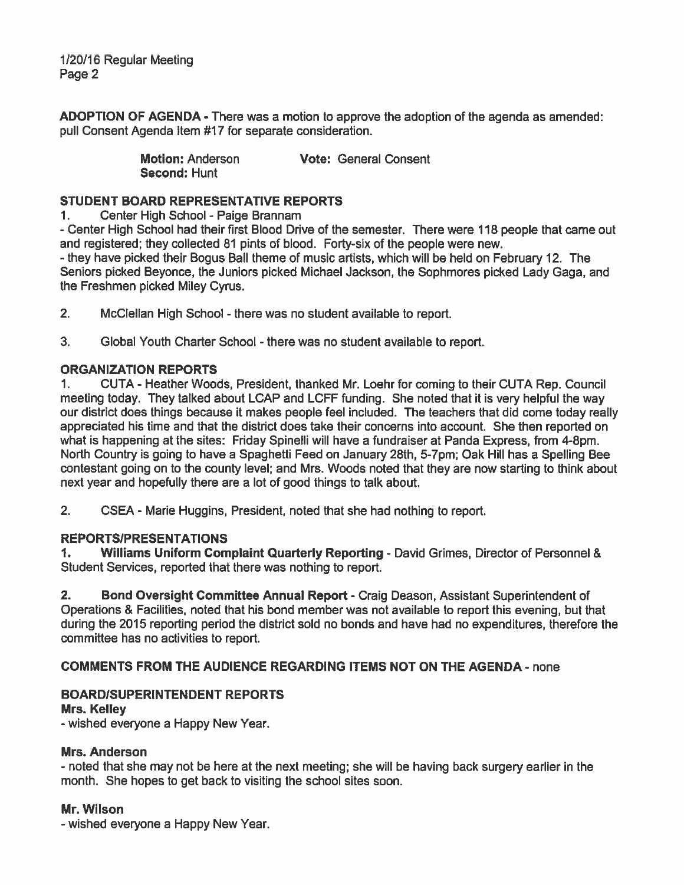**ADOPTION OF AGENDA** - There was a motion to approve the adoption of the agenda as amended: pull Consent Agenda Item #17 for separate consideration.

**Motion:** Anderson **Vote:** General Consent
**Second:** Hunt

**STUDENT BOARD REPRESENTATIVE REPORTS**

1. Center High School - Paige Brannam
   - Center High School had their first Blood Drive of the semester. There were 118 people that came out and registered; they collected 81 pints of blood. Forty-six of the people were new.
   - they have picked their Bogus Ball theme of music artists, which will be held on February 12. The Seniors picked Beyonce, the Juniors picked Michael Jackson, the Sophmores picked Lady Gaga, and the Freshmen picked Miley Cyrus.

2. McClellan High School - there was no student available to report.

3. Global Youth Charter School - there was no student available to report.

**ORGANIZATION REPORTS**

1. CUTA - Heather Woods, President, thanked Mr. Loehr for coming to their CUTA Rep. Council meeting today. They talked about LCAP and LCFF funding. She noted that it is very helpful the way our district does things because it makes people feel included. The teachers that did come today really appreciated his time and that the district does take their concerns into account. She then reported on what is happening at the sites: Friday Spinelli will have a fundraiser at Panda Express, from 4-8pm. North Country is going to have a Spaghetti Feed on January 28th, 5-7pm; Oak Hill has a Spelling Bee contestant going on to the county level; and Mrs. Woods noted that they are now starting to think about next year and hopefully there are a lot of good things to talk about.

2. CSEA - Marie Huggins, President, noted that she had nothing to report.

**REPORTS/PRESENTATIONS**

1. **Williams Uniform Complaint Quarterly Reporting** - David Grimes, Director of Personnel & Student Services, reported that there was nothing to report.

2. **Bond Oversight Committee Annual Report** - Craig Deason, Assistant Superintendent of Operations & Facilities, noted that his bond member was not available to report this evening, but that during the 2015 reporting period the district sold no bonds and have had no expenditures, therefore the committee has no activities to report.

**COMMENTS FROM THE AUDIENCE REGARDING ITEMS NOT ON THE AGENDA** - none

**BOARD/SUPERINTENDENT REPORTS**

**Mrs. Kelley**
- wished everyone a Happy New Year.

**Mrs. Anderson**
- noted that she may not be here at the next meeting; she will be having back surgery earlier in the month. She hopes to get back to visiting the school sites soon.

**Mr. Wilson**
- wished everyone a Happy New Year.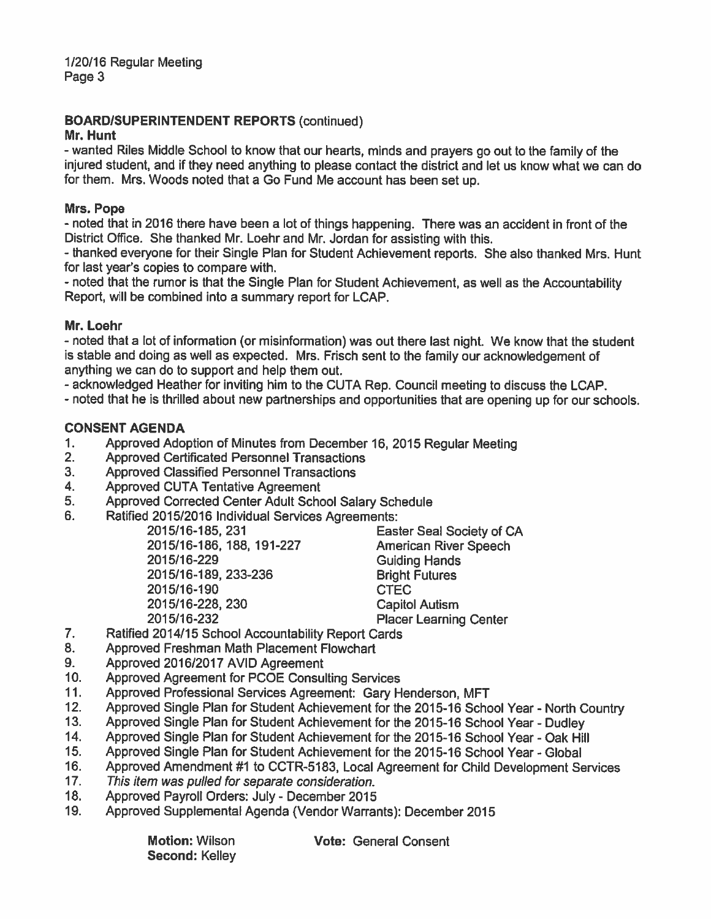## BOARD/SUPERINTENDENT REPORTS (continued)

**Mr. Hunt**

- wanted Riles Middle School to know that our hearts, minds and prayers go out to the family of the injured student, and if they need anything to please contact the district and let us know what we can do for them. Mrs. Woods noted that a Go Fund Me account has been set up.

**Mrs. Pope**

- noted that in 2016 there have been a lot of things happening. There was an accident in front of the District Office. She thanked Mr. Loehr and Mr. Jordan for assisting with this.
- thanked everyone for their Single Plan for Student Achievement reports. She also thanked Mrs. Hunt for last year's copies to compare with.
- noted that the rumor is that the Single Plan for Student Achievement, as well as the Accountability Report, will be combined into a summary report for LCAP.

**Mr. Loehr**

- noted that a lot of information (or misinformation) was out there last night. We know that the student is stable and doing as well as expected. Mrs. Frisch sent to the family our acknowledgement of anything we can do to support and help them out.
- acknowledged Heather for inviting him to the CUTA Rep. Council meeting to discuss the LCAP.
- noted that he is thrilled about new partnerships and opportunities that are opening up for our schools.

## CONSENT AGENDA

1. Approved Adoption of Minutes from December 16, 2015 Regular Meeting
2. Approved Certificated Personnel Transactions
3. Approved Classified Personnel Transactions
4. Approved CUTA Tentative Agreement
5. Approved Corrected Center Adult School Salary Schedule
6. Ratified 2015/2016 Individual Services Agreements:

| | |
|---|---|
| 2015/16-185, 231 | Easter Seal Society of CA |
| 2015/16-186, 188, 191-227 | American River Speech |
| 2015/16-229 | Guiding Hands |
| 2015/16-189, 233-236 | Bright Futures |
| 2015/16-190 | CTEC |
| 2015/16-228, 230 | Capitol Autism |
| 2015/16-232 | Placer Learning Center |

7. Ratified 2014/15 School Accountability Report Cards
8. Approved Freshman Math Placement Flowchart
9. Approved 2016/2017 AVID Agreement
10. Approved Agreement for PCOE Consulting Services
11. Approved Professional Services Agreement: Gary Henderson, MFT
12. Approved Single Plan for Student Achievement for the 2015-16 School Year - North Country
13. Approved Single Plan for Student Achievement for the 2015-16 School Year - Dudley
14. Approved Single Plan for Student Achievement for the 2015-16 School Year - Oak Hill
15. Approved Single Plan for Student Achievement for the 2015-16 School Year - Global
16. Approved Amendment #1 to CCTR-5183, Local Agreement for Child Development Services
17. *This item was pulled for separate consideration.*
18. Approved Payroll Orders: July - December 2015
19. Approved Supplemental Agenda (Vendor Warrants): December 2015

**Motion:** Wilson **Vote:** General Consent
**Second:** Kelley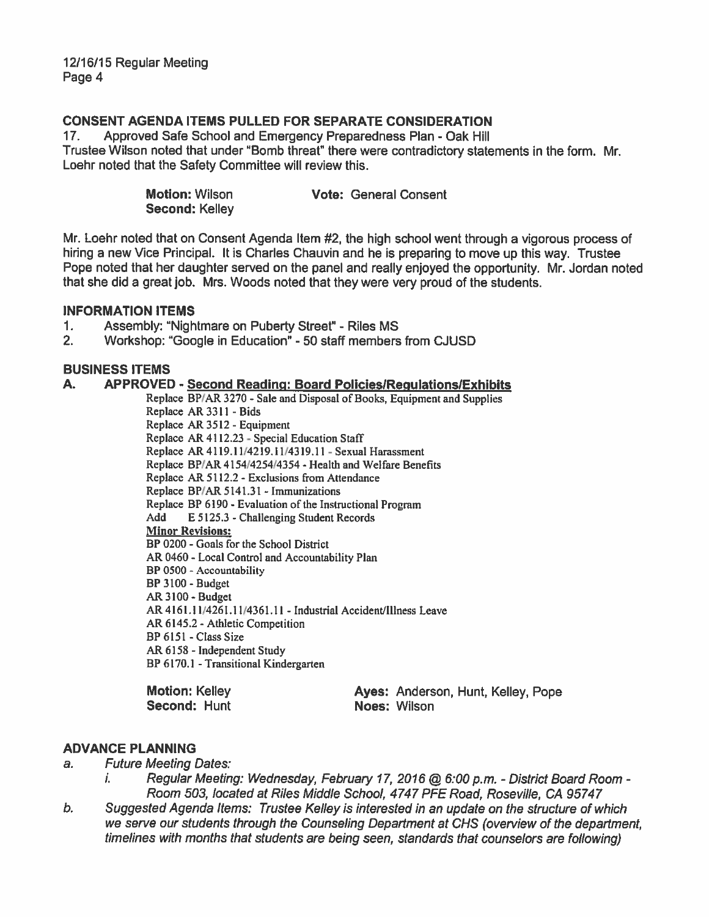## CONSENT AGENDA ITEMS PULLED FOR SEPARATE CONSIDERATION

17. Approved Safe School and Emergency Preparedness Plan - Oak Hill

Trustee Wilson noted that under "Bomb threat" there were contradictory statements in the form. Mr. Loehr noted that the Safety Committee will review this.

**Motion:** Wilson **Vote:** General Consent
**Second:** Kelley

Mr. Loehr noted that on Consent Agenda Item #2, the high school went through a vigorous process of hiring a new Vice Principal. It is Charles Chauvin and he is preparing to move up this way. Trustee Pope noted that her daughter served on the panel and really enjoyed the opportunity. Mr. Jordan noted that she did a great job. Mrs. Woods noted that they were very proud of the students.

## INFORMATION ITEMS

1. Assembly: "Nightmare on Puberty Street" - Riles MS
2. Workshop: "Google in Education" - 50 staff members from CJUSD

## BUSINESS ITEMS

### A. APPROVED - Second Reading: Board Policies/Regulations/Exhibits

Replace BP/AR 3270 - Sale and Disposal of Books, Equipment and Supplies
Replace AR 3311 - Bids
Replace AR 3512 - Equipment
Replace AR 4112.23 - Special Education Staff
Replace AR 4119.11/4219.11/4319.11 - Sexual Harassment
Replace BP/AR 4154/4254/4354 - Health and Welfare Benefits
Replace AR 5112.2 - Exclusions from Attendance
Replace BP/AR 5141.31 - Immunizations
Replace BP 6190 - Evaluation of the Instructional Program
Add E 5125.3 - Challenging Student Records

<u>Minor Revisions:</u>
BP 0200 - Goals for the School District
AR 0460 - Local Control and Accountability Plan
BP 0500 - Accountability
BP 3100 - Budget
AR 3100 - Budget
AR 4161.11/4261.11/4361.11 - Industrial Accident/Illness Leave
AR 6145.2 - Athletic Competition
BP 6151 - Class Size
AR 6158 - Independent Study
BP 6170.1 - Transitional Kindergarten

**Motion:** Kelley **Ayes:** Anderson, Hunt, Kelley, Pope
**Second:** Hunt **Noes:** Wilson

## ADVANCE PLANNING

a. *Future Meeting Dates:*
   i. *Regular Meeting: Wednesday, February 17, 2016 @ 6:00 p.m. - District Board Room - Room 503, located at Riles Middle School, 4747 PFE Road, Roseville, CA 95747*
b. *Suggested Agenda Items: Trustee Kelley is interested in an update on the structure of which we serve our students through the Counseling Department at CHS (overview of the department, timelines with months that students are being seen, standards that counselors are following)*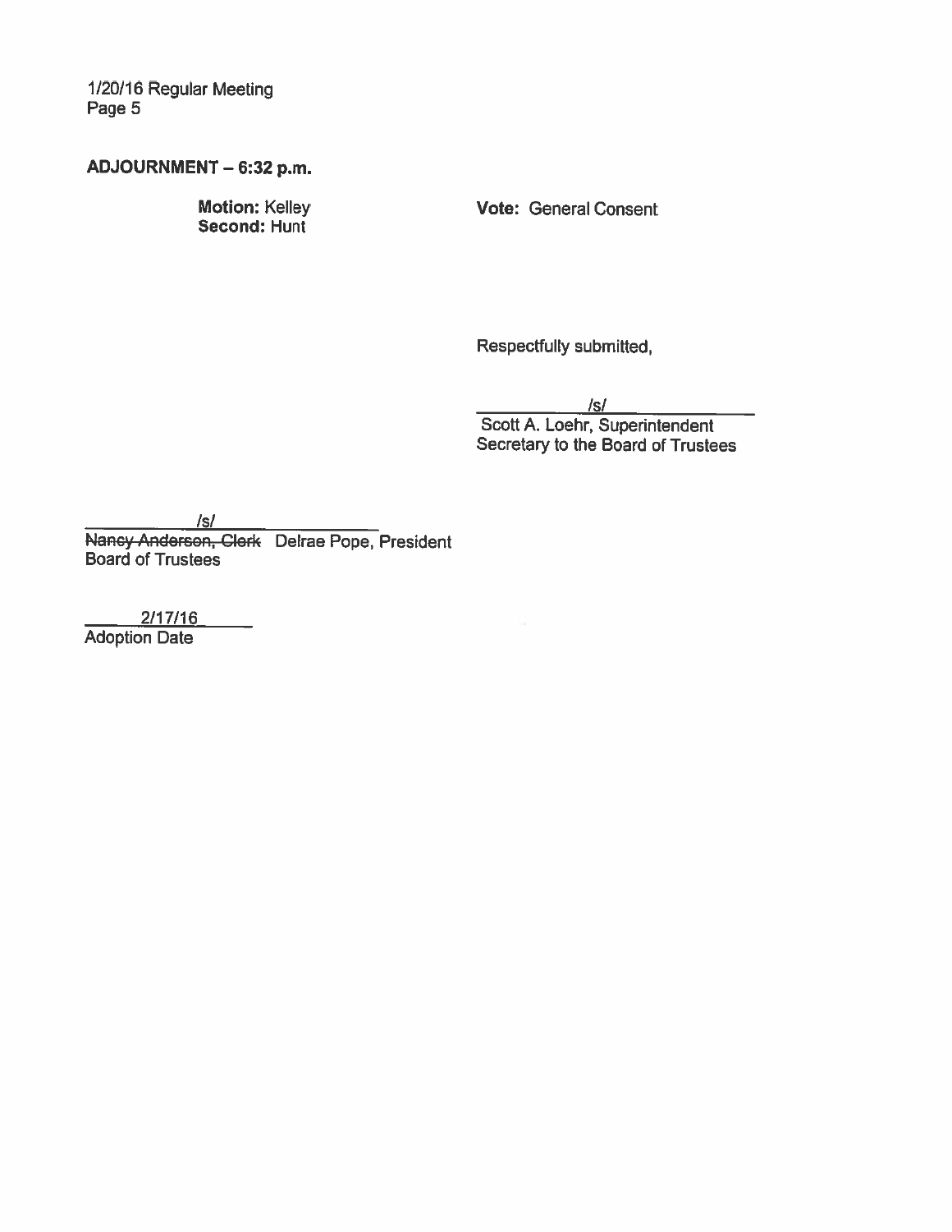**ADJOURNMENT – 6:32 p.m.**

**Motion:** Kelley
**Second:** Hunt

**Vote:** General Consent

Respectfully submitted,

/s/

Scott A. Loehr, Superintendent
Secretary to the Board of Trustees

/s/

~~Nancy Anderson, Clerk~~ Delrae Pope, President
Board of Trustees

2/17/16

Adoption Date